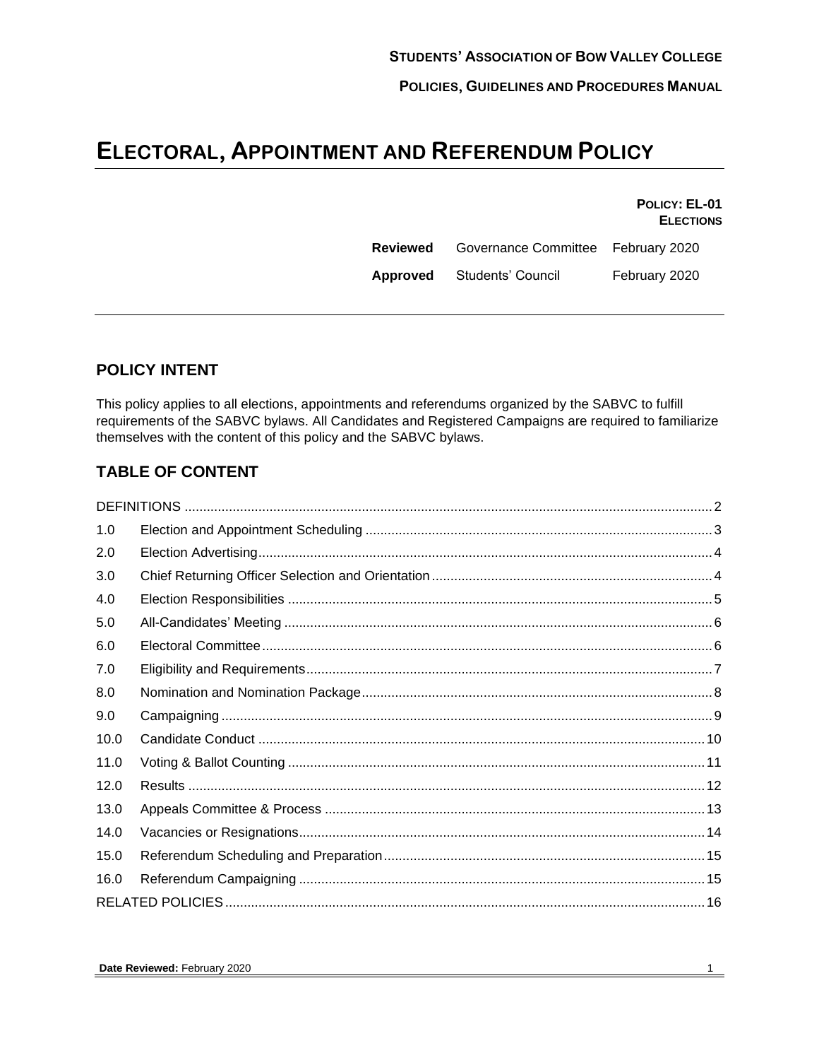**STUDENTS' ASSOCIATION OF BOW VALLEY COLLEGE**

**POLICIES, GUIDELINES AND PROCEDURES MANUAL**

# ELECTORAL, APPOINTMENT AND REFERENDUM POLICY

**POLICY: EL-01**
**ELECTIONS**

| | | |
|---|---|---|
| **Reviewed** | Governance Committee | February 2020 |
| **Approved** | Students' Council | February 2020 |

## POLICY INTENT

This policy applies to all elections, appointments and referendums organized by the SABVC to fulfill requirements of the SABVC bylaws. All Candidates and Registered Campaigns are required to familiarize themselves with the content of this policy and the SABVC bylaws.

## TABLE OF CONTENT

| | | |
|---|---|---|
| DEFINITIONS | | 2 |
| 1.0 | Election and Appointment Scheduling | 3 |
| 2.0 | Election Advertising | 4 |
| 3.0 | Chief Returning Officer Selection and Orientation | 4 |
| 4.0 | Election Responsibilities | 5 |
| 5.0 | All-Candidates' Meeting | 6 |
| 6.0 | Electoral Committee | 6 |
| 7.0 | Eligibility and Requirements | 7 |
| 8.0 | Nomination and Nomination Package | 8 |
| 9.0 | Campaigning | 9 |
| 10.0 | Candidate Conduct | 10 |
| 11.0 | Voting & Ballot Counting | 11 |
| 12.0 | Results | 12 |
| 13.0 | Appeals Committee & Process | 13 |
| 14.0 | Vacancies or Resignations | 14 |
| 15.0 | Referendum Scheduling and Preparation | 15 |
| 16.0 | Referendum Campaigning | 15 |
| RELATED POLICIES | | 16 |

**Date Reviewed:** February 2020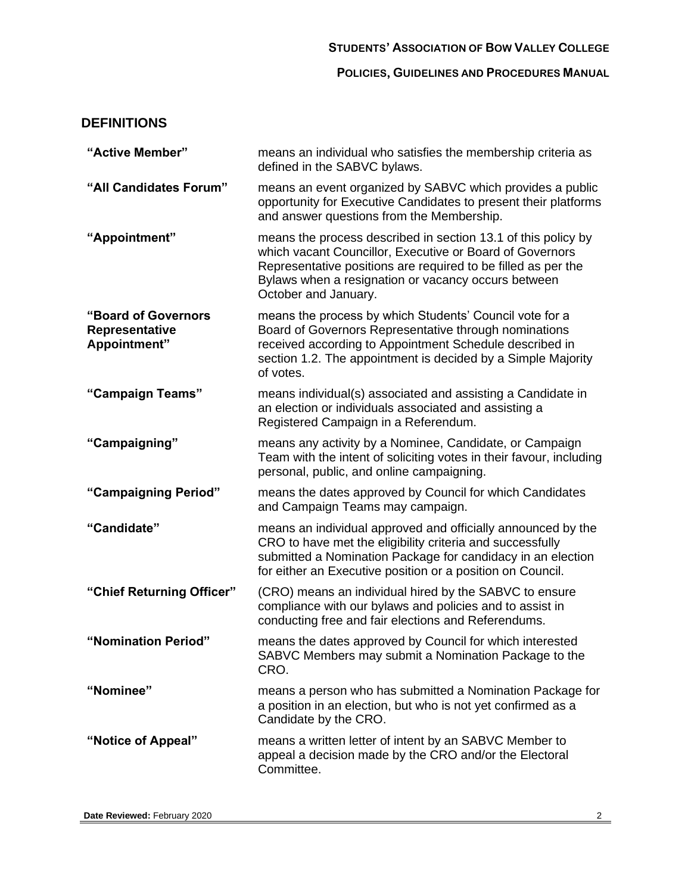## DEFINITIONS

| | |
|---|---|
| **"Active Member"** | means an individual who satisfies the membership criteria as defined in the SABVC bylaws. |
| **"All Candidates Forum"** | means an event organized by SABVC which provides a public opportunity for Executive Candidates to present their platforms and answer questions from the Membership. |
| **"Appointment"** | means the process described in section 13.1 of this policy by which vacant Councillor, Executive or Board of Governors Representative positions are required to be filled as per the Bylaws when a resignation or vacancy occurs between October and January. |
| **"Board of Governors Representative Appointment"** | means the process by which Students' Council vote for a Board of Governors Representative through nominations received according to Appointment Schedule described in section 1.2. The appointment is decided by a Simple Majority of votes. |
| **"Campaign Teams"** | means individual(s) associated and assisting a Candidate in an election or individuals associated and assisting a Registered Campaign in a Referendum. |
| **"Campaigning"** | means any activity by a Nominee, Candidate, or Campaign Team with the intent of soliciting votes in their favour, including personal, public, and online campaigning. |
| **"Campaigning Period"** | means the dates approved by Council for which Candidates and Campaign Teams may campaign. |
| **"Candidate"** | means an individual approved and officially announced by the CRO to have met the eligibility criteria and successfully submitted a Nomination Package for candidacy in an election for either an Executive position or a position on Council. |
| **"Chief Returning Officer"** | (CRO) means an individual hired by the SABVC to ensure compliance with our bylaws and policies and to assist in conducting free and fair elections and Referendums. |
| **"Nomination Period"** | means the dates approved by Council for which interested SABVC Members may submit a Nomination Package to the CRO. |
| **"Nominee"** | means a person who has submitted a Nomination Package for a position in an election, but who is not yet confirmed as a Candidate by the CRO. |
| **"Notice of Appeal"** | means a written letter of intent by an SABVC Member to appeal a decision made by the CRO and/or the Electoral Committee. |

**Date Reviewed:** February 2020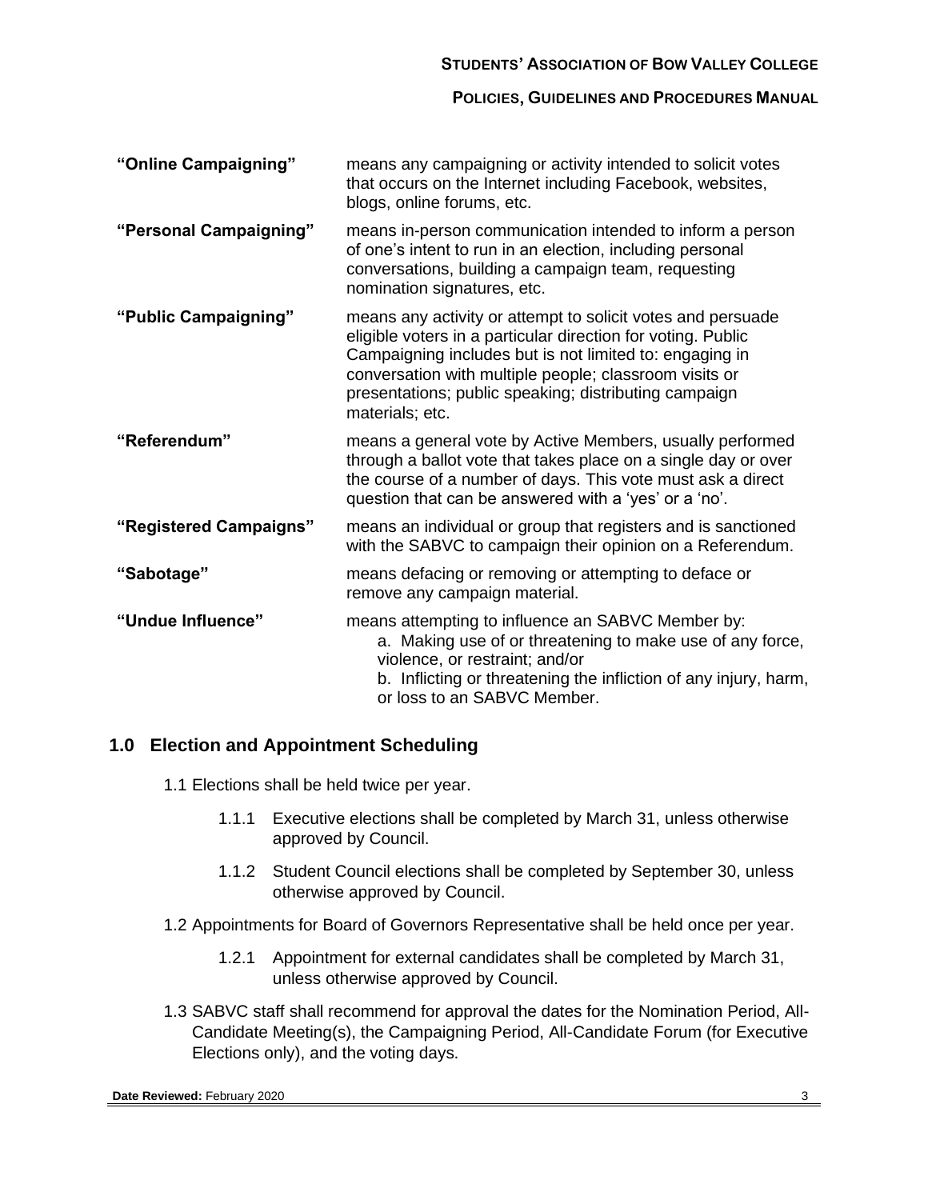| | |
|---|---|
| **"Online Campaigning"** | means any campaigning or activity intended to solicit votes that occurs on the Internet including Facebook, websites, blogs, online forums, etc. |
| **"Personal Campaigning"** | means in-person communication intended to inform a person of one's intent to run in an election, including personal conversations, building a campaign team, requesting nomination signatures, etc. |
| **"Public Campaigning"** | means any activity or attempt to solicit votes and persuade eligible voters in a particular direction for voting. Public Campaigning includes but is not limited to: engaging in conversation with multiple people; classroom visits or presentations; public speaking; distributing campaign materials; etc. |
| **"Referendum"** | means a general vote by Active Members, usually performed through a ballot vote that takes place on a single day or over the course of a number of days. This vote must ask a direct question that can be answered with a 'yes' or a 'no'. |
| **"Registered Campaigns"** | means an individual or group that registers and is sanctioned with the SABVC to campaign their opinion on a Referendum. |
| **"Sabotage"** | means defacing or removing or attempting to deface or remove any campaign material. |
| **"Undue Influence"** | means attempting to influence an SABVC Member by: a. Making use of or threatening to make use of any force, violence, or restraint; and/or b. Inflicting or threatening the infliction of any injury, harm, or loss to an SABVC Member. |

## 1.0 Election and Appointment Scheduling

1.1 Elections shall be held twice per year.

- 1.1.1 Executive elections shall be completed by March 31, unless otherwise approved by Council.
- 1.1.2 Student Council elections shall be completed by September 30, unless otherwise approved by Council.

1.2 Appointments for Board of Governors Representative shall be held once per year.

- 1.2.1 Appointment for external candidates shall be completed by March 31, unless otherwise approved by Council.

1.3 SABVC staff shall recommend for approval the dates for the Nomination Period, All-Candidate Meeting(s), the Campaigning Period, All-Candidate Forum (for Executive Elections only), and the voting days.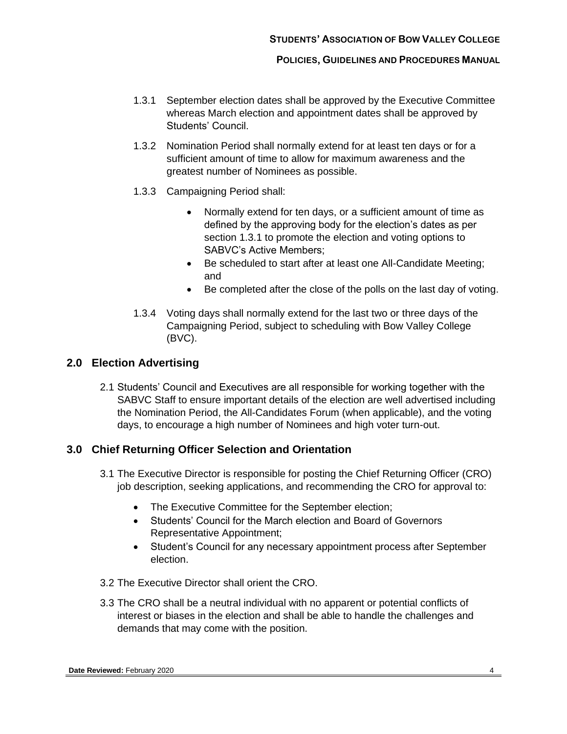1.3.1 September election dates shall be approved by the Executive Committee whereas March election and appointment dates shall be approved by Students' Council.

1.3.2 Nomination Period shall normally extend for at least ten days or for a sufficient amount of time to allow for maximum awareness and the greatest number of Nominees as possible.

1.3.3 Campaigning Period shall:

- Normally extend for ten days, or a sufficient amount of time as defined by the approving body for the election's dates as per section 1.3.1 to promote the election and voting options to SABVC's Active Members;
- Be scheduled to start after at least one All-Candidate Meeting; and
- Be completed after the close of the polls on the last day of voting.

1.3.4 Voting days shall normally extend for the last two or three days of the Campaigning Period, subject to scheduling with Bow Valley College (BVC).

## 2.0 Election Advertising

2.1 Students' Council and Executives are all responsible for working together with the SABVC Staff to ensure important details of the election are well advertised including the Nomination Period, the All-Candidates Forum (when applicable), and the voting days, to encourage a high number of Nominees and high voter turn-out.

## 3.0 Chief Returning Officer Selection and Orientation

3.1 The Executive Director is responsible for posting the Chief Returning Officer (CRO) job description, seeking applications, and recommending the CRO for approval to:

- The Executive Committee for the September election;
- Students' Council for the March election and Board of Governors Representative Appointment;
- Student's Council for any necessary appointment process after September election.

3.2 The Executive Director shall orient the CRO.

3.3 The CRO shall be a neutral individual with no apparent or potential conflicts of interest or biases in the election and shall be able to handle the challenges and demands that may come with the position.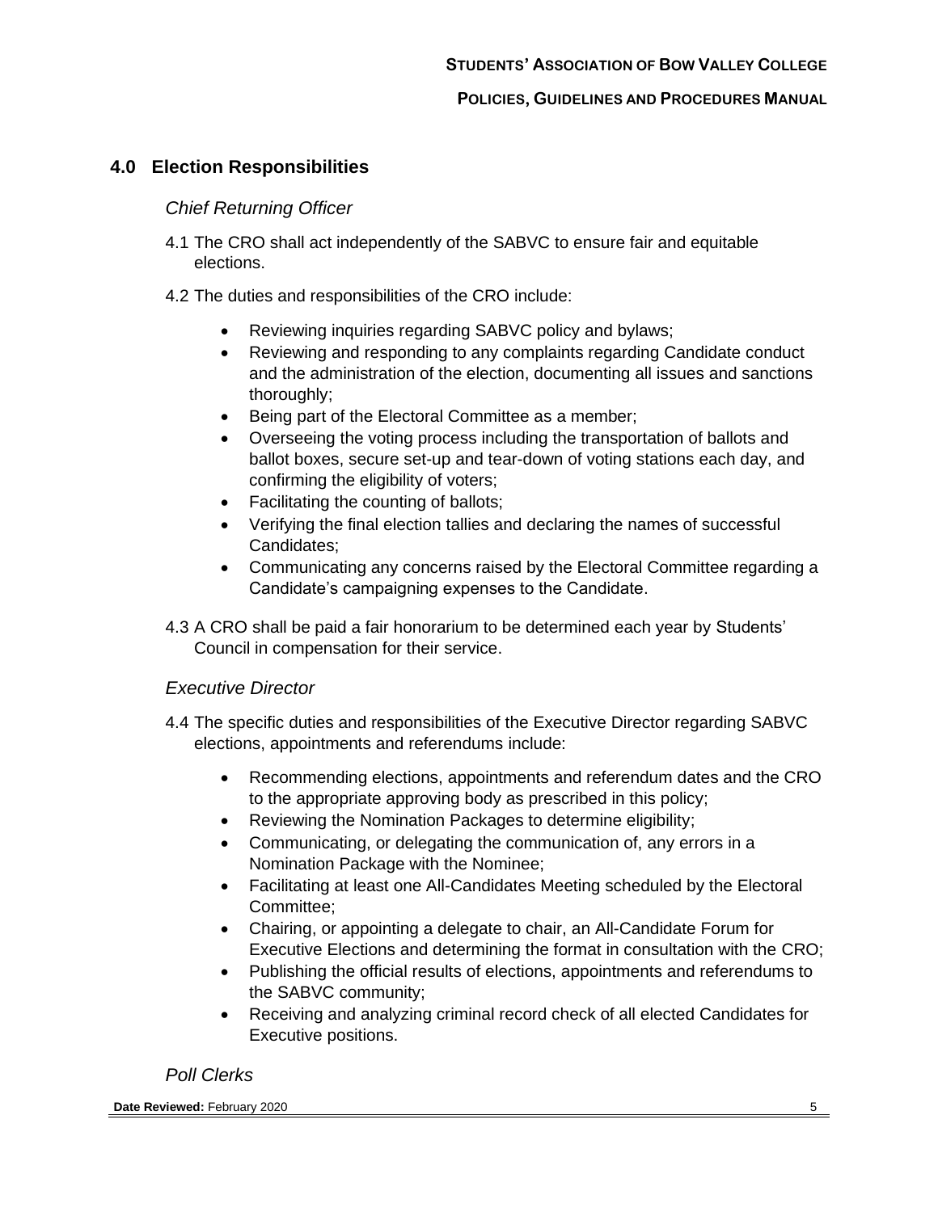## 4.0 Election Responsibilities

### *Chief Returning Officer*

4.1 The CRO shall act independently of the SABVC to ensure fair and equitable elections.

4.2 The duties and responsibilities of the CRO include:

- Reviewing inquiries regarding SABVC policy and bylaws;
- Reviewing and responding to any complaints regarding Candidate conduct and the administration of the election, documenting all issues and sanctions thoroughly;
- Being part of the Electoral Committee as a member;
- Overseeing the voting process including the transportation of ballots and ballot boxes, secure set-up and tear-down of voting stations each day, and confirming the eligibility of voters;
- Facilitating the counting of ballots;
- Verifying the final election tallies and declaring the names of successful Candidates;
- Communicating any concerns raised by the Electoral Committee regarding a Candidate's campaigning expenses to the Candidate.

4.3 A CRO shall be paid a fair honorarium to be determined each year by Students' Council in compensation for their service.

### *Executive Director*

4.4 The specific duties and responsibilities of the Executive Director regarding SABVC elections, appointments and referendums include:

- Recommending elections, appointments and referendum dates and the CRO to the appropriate approving body as prescribed in this policy;
- Reviewing the Nomination Packages to determine eligibility;
- Communicating, or delegating the communication of, any errors in a Nomination Package with the Nominee;
- Facilitating at least one All-Candidates Meeting scheduled by the Electoral Committee;
- Chairing, or appointing a delegate to chair, an All-Candidate Forum for Executive Elections and determining the format in consultation with the CRO;
- Publishing the official results of elections, appointments and referendums to the SABVC community;
- Receiving and analyzing criminal record check of all elected Candidates for Executive positions.

### *Poll Clerks*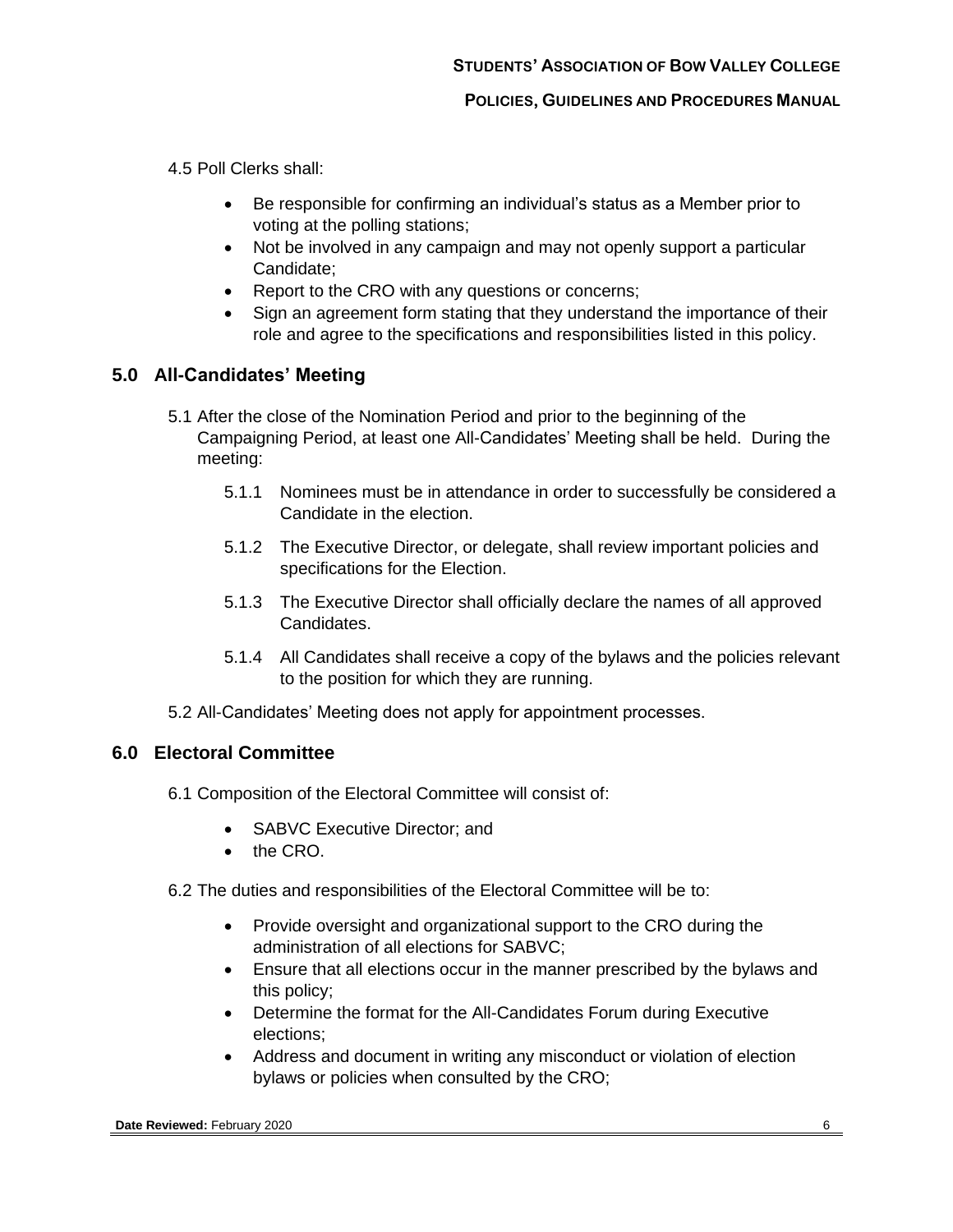4.5 Poll Clerks shall:

- Be responsible for confirming an individual's status as a Member prior to voting at the polling stations;
- Not be involved in any campaign and may not openly support a particular Candidate;
- Report to the CRO with any questions or concerns;
- Sign an agreement form stating that they understand the importance of their role and agree to the specifications and responsibilities listed in this policy.

## 5.0 All-Candidates' Meeting

5.1 After the close of the Nomination Period and prior to the beginning of the Campaigning Period, at least one All-Candidates' Meeting shall be held. During the meeting:

5.1.1 Nominees must be in attendance in order to successfully be considered a Candidate in the election.

5.1.2 The Executive Director, or delegate, shall review important policies and specifications for the Election.

5.1.3 The Executive Director shall officially declare the names of all approved Candidates.

5.1.4 All Candidates shall receive a copy of the bylaws and the policies relevant to the position for which they are running.

5.2 All-Candidates' Meeting does not apply for appointment processes.

## 6.0 Electoral Committee

6.1 Composition of the Electoral Committee will consist of:

- SABVC Executive Director; and
- the CRO.

6.2 The duties and responsibilities of the Electoral Committee will be to:

- Provide oversight and organizational support to the CRO during the administration of all elections for SABVC;
- Ensure that all elections occur in the manner prescribed by the bylaws and this policy;
- Determine the format for the All-Candidates Forum during Executive elections;
- Address and document in writing any misconduct or violation of election bylaws or policies when consulted by the CRO;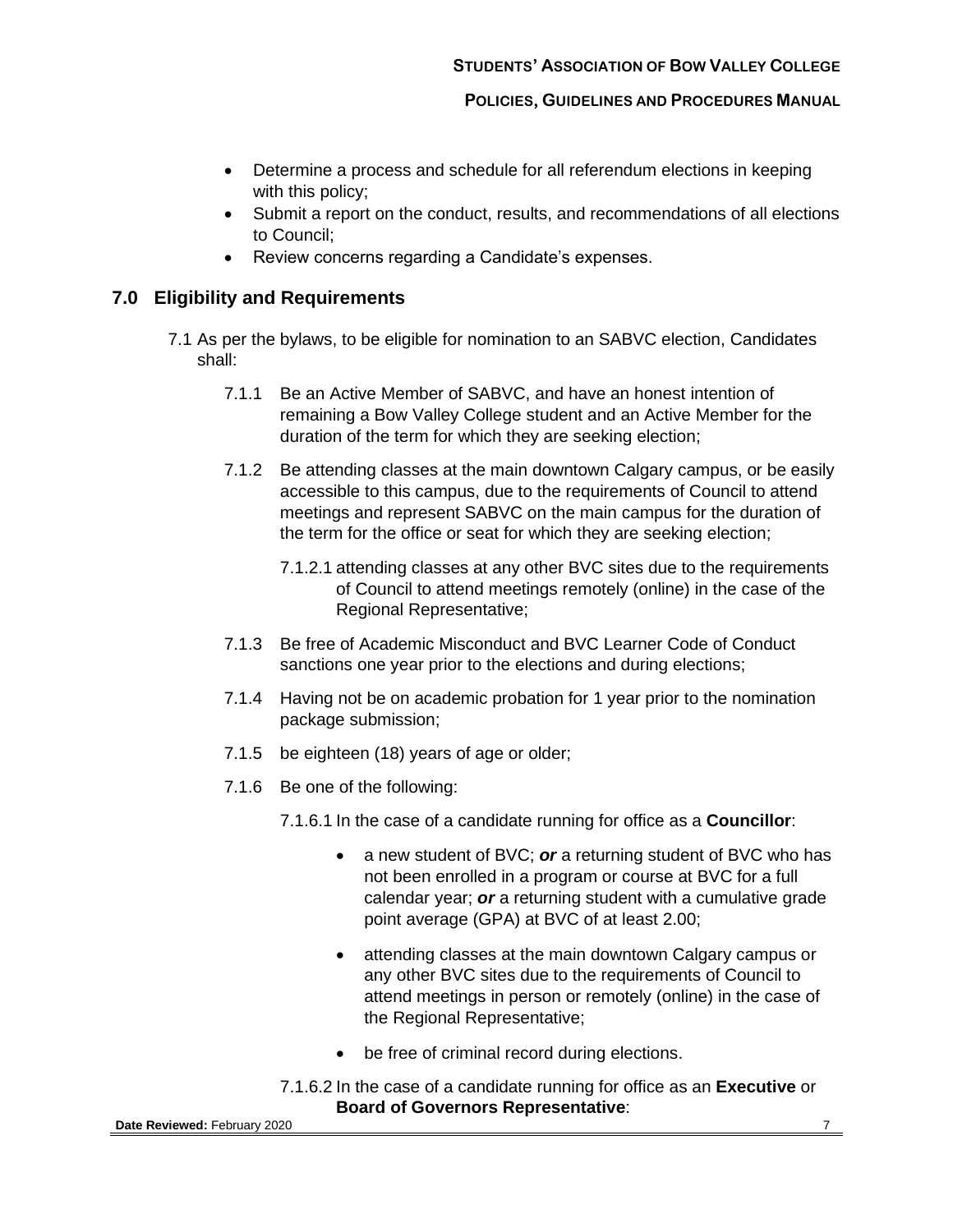- Determine a process and schedule for all referendum elections in keeping with this policy;
- Submit a report on the conduct, results, and recommendations of all elections to Council;
- Review concerns regarding a Candidate's expenses.

## 7.0 Eligibility and Requirements

7.1 As per the bylaws, to be eligible for nomination to an SABVC election, Candidates shall:

7.1.1 Be an Active Member of SABVC, and have an honest intention of remaining a Bow Valley College student and an Active Member for the duration of the term for which they are seeking election;

7.1.2 Be attending classes at the main downtown Calgary campus, or be easily accessible to this campus, due to the requirements of Council to attend meetings and represent SABVC on the main campus for the duration of the term for the office or seat for which they are seeking election;

7.1.2.1 attending classes at any other BVC sites due to the requirements of Council to attend meetings remotely (online) in the case of the Regional Representative;

7.1.3 Be free of Academic Misconduct and BVC Learner Code of Conduct sanctions one year prior to the elections and during elections;

7.1.4 Having not be on academic probation for 1 year prior to the nomination package submission;

7.1.5 be eighteen (18) years of age or older;

7.1.6 Be one of the following:

7.1.6.1 In the case of a candidate running for office as a **Councillor**:

- a new student of BVC; ***or*** a returning student of BVC who has not been enrolled in a program or course at BVC for a full calendar year; ***or*** a returning student with a cumulative grade point average (GPA) at BVC of at least 2.00;
- attending classes at the main downtown Calgary campus or any other BVC sites due to the requirements of Council to attend meetings in person or remotely (online) in the case of the Regional Representative;
- be free of criminal record during elections.

7.1.6.2 In the case of a candidate running for office as an **Executive** or **Board of Governors Representative**: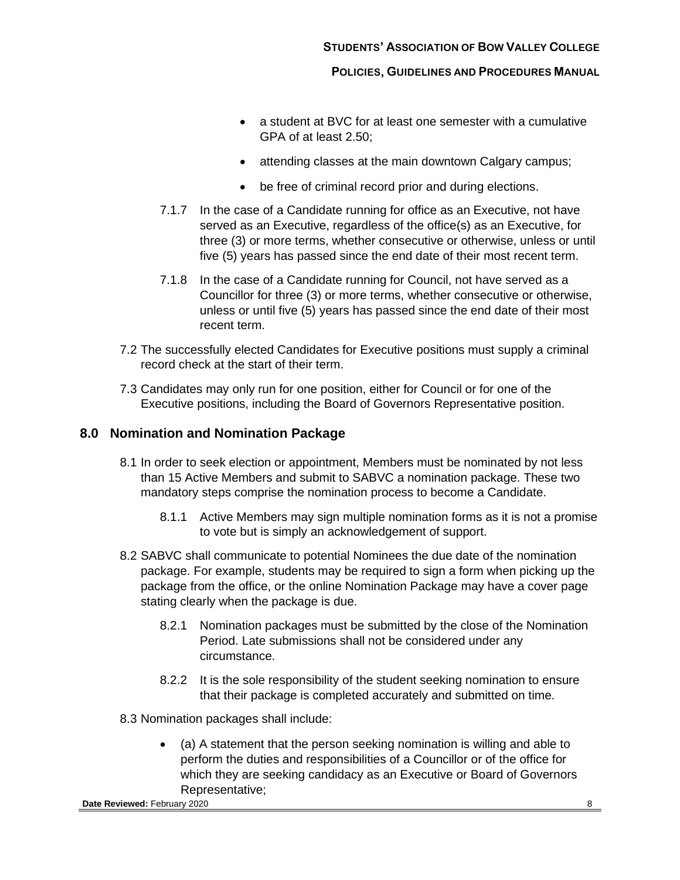- a student at BVC for at least one semester with a cumulative GPA of at least 2.50;
- attending classes at the main downtown Calgary campus;
- be free of criminal record prior and during elections.

7.1.7 In the case of a Candidate running for office as an Executive, not have served as an Executive, regardless of the office(s) as an Executive, for three (3) or more terms, whether consecutive or otherwise, unless or until five (5) years has passed since the end date of their most recent term.

7.1.8 In the case of a Candidate running for Council, not have served as a Councillor for three (3) or more terms, whether consecutive or otherwise, unless or until five (5) years has passed since the end date of their most recent term.

7.2 The successfully elected Candidates for Executive positions must supply a criminal record check at the start of their term.

7.3 Candidates may only run for one position, either for Council or for one of the Executive positions, including the Board of Governors Representative position.

## 8.0 Nomination and Nomination Package

8.1 In order to seek election or appointment, Members must be nominated by not less than 15 Active Members and submit to SABVC a nomination package. These two mandatory steps comprise the nomination process to become a Candidate.

8.1.1 Active Members may sign multiple nomination forms as it is not a promise to vote but is simply an acknowledgement of support.

8.2 SABVC shall communicate to potential Nominees the due date of the nomination package. For example, students may be required to sign a form when picking up the package from the office, or the online Nomination Package may have a cover page stating clearly when the package is due.

8.2.1 Nomination packages must be submitted by the close of the Nomination Period. Late submissions shall not be considered under any circumstance.

8.2.2 It is the sole responsibility of the student seeking nomination to ensure that their package is completed accurately and submitted on time.

8.3 Nomination packages shall include:

- (a) A statement that the person seeking nomination is willing and able to perform the duties and responsibilities of a Councillor or of the office for which they are seeking candidacy as an Executive or Board of Governors Representative;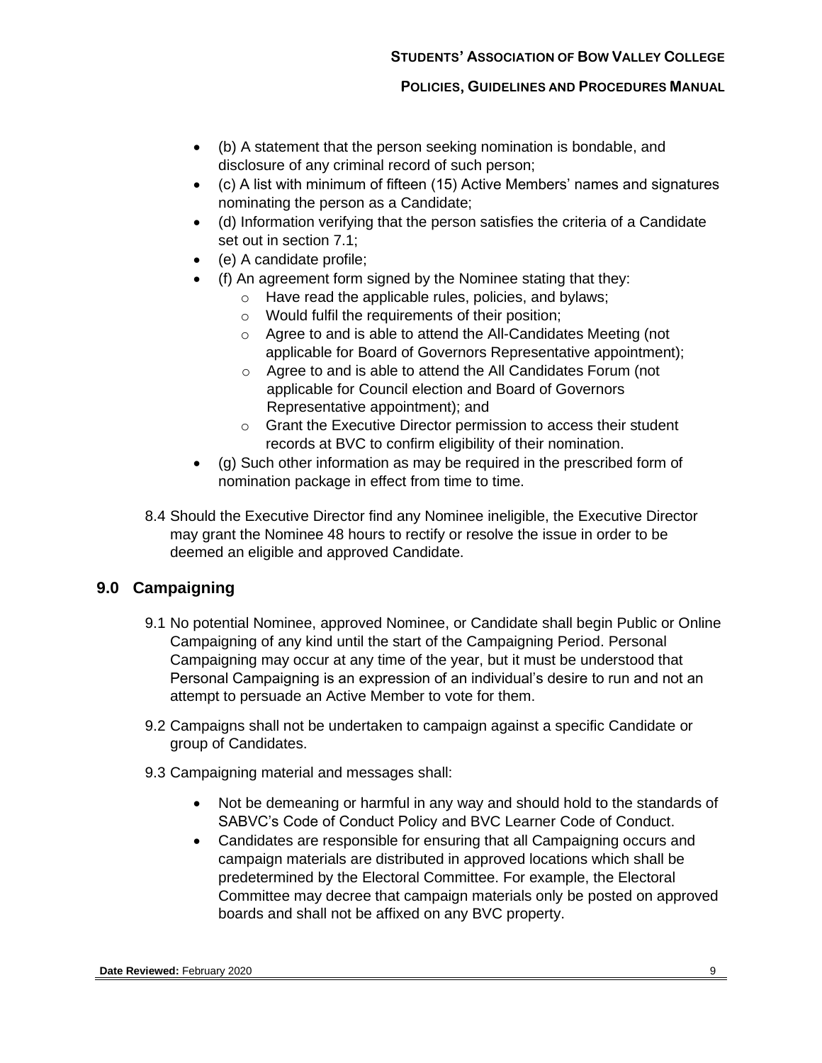- (b) A statement that the person seeking nomination is bondable, and disclosure of any criminal record of such person;
- (c) A list with minimum of fifteen (15) Active Members' names and signatures nominating the person as a Candidate;
- (d) Information verifying that the person satisfies the criteria of a Candidate set out in section 7.1;
- (e) A candidate profile;
- (f) An agreement form signed by the Nominee stating that they:
  - Have read the applicable rules, policies, and bylaws;
  - Would fulfil the requirements of their position;
  - Agree to and is able to attend the All-Candidates Meeting (not applicable for Board of Governors Representative appointment);
  - Agree to and is able to attend the All Candidates Forum (not applicable for Council election and Board of Governors Representative appointment); and
  - Grant the Executive Director permission to access their student records at BVC to confirm eligibility of their nomination.
- (g) Such other information as may be required in the prescribed form of nomination package in effect from time to time.

8.4 Should the Executive Director find any Nominee ineligible, the Executive Director may grant the Nominee 48 hours to rectify or resolve the issue in order to be deemed an eligible and approved Candidate.

## 9.0 Campaigning

9.1 No potential Nominee, approved Nominee, or Candidate shall begin Public or Online Campaigning of any kind until the start of the Campaigning Period. Personal Campaigning may occur at any time of the year, but it must be understood that Personal Campaigning is an expression of an individual's desire to run and not an attempt to persuade an Active Member to vote for them.

9.2 Campaigns shall not be undertaken to campaign against a specific Candidate or group of Candidates.

9.3 Campaigning material and messages shall:

- Not be demeaning or harmful in any way and should hold to the standards of SABVC's Code of Conduct Policy and BVC Learner Code of Conduct.
- Candidates are responsible for ensuring that all Campaigning occurs and campaign materials are distributed in approved locations which shall be predetermined by the Electoral Committee. For example, the Electoral Committee may decree that campaign materials only be posted on approved boards and shall not be affixed on any BVC property.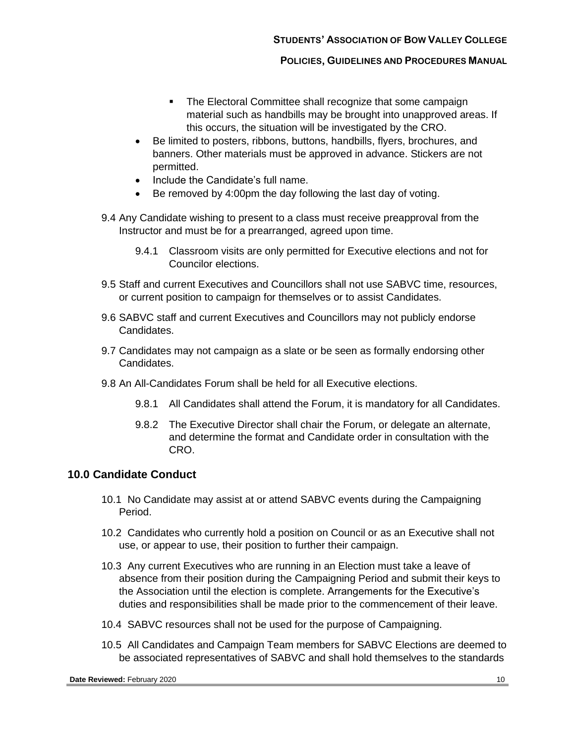- The Electoral Committee shall recognize that some campaign material such as handbills may be brought into unapproved areas. If this occurs, the situation will be investigated by the CRO.

- Be limited to posters, ribbons, buttons, handbills, flyers, brochures, and banners. Other materials must be approved in advance. Stickers are not permitted.
- Include the Candidate's full name.
- Be removed by 4:00pm the day following the last day of voting.

9.4 Any Candidate wishing to present to a class must receive preapproval from the Instructor and must be for a prearranged, agreed upon time.

9.4.1 Classroom visits are only permitted for Executive elections and not for Councilor elections.

9.5 Staff and current Executives and Councillors shall not use SABVC time, resources, or current position to campaign for themselves or to assist Candidates.

9.6 SABVC staff and current Executives and Councillors may not publicly endorse Candidates.

9.7 Candidates may not campaign as a slate or be seen as formally endorsing other Candidates.

9.8 An All-Candidates Forum shall be held for all Executive elections.

9.8.1 All Candidates shall attend the Forum, it is mandatory for all Candidates.

9.8.2 The Executive Director shall chair the Forum, or delegate an alternate, and determine the format and Candidate order in consultation with the CRO.

## 10.0 Candidate Conduct

10.1 No Candidate may assist at or attend SABVC events during the Campaigning Period.

10.2 Candidates who currently hold a position on Council or as an Executive shall not use, or appear to use, their position to further their campaign.

10.3 Any current Executives who are running in an Election must take a leave of absence from their position during the Campaigning Period and submit their keys to the Association until the election is complete. Arrangements for the Executive's duties and responsibilities shall be made prior to the commencement of their leave.

10.4 SABVC resources shall not be used for the purpose of Campaigning.

10.5 All Candidates and Campaign Team members for SABVC Elections are deemed to be associated representatives of SABVC and shall hold themselves to the standards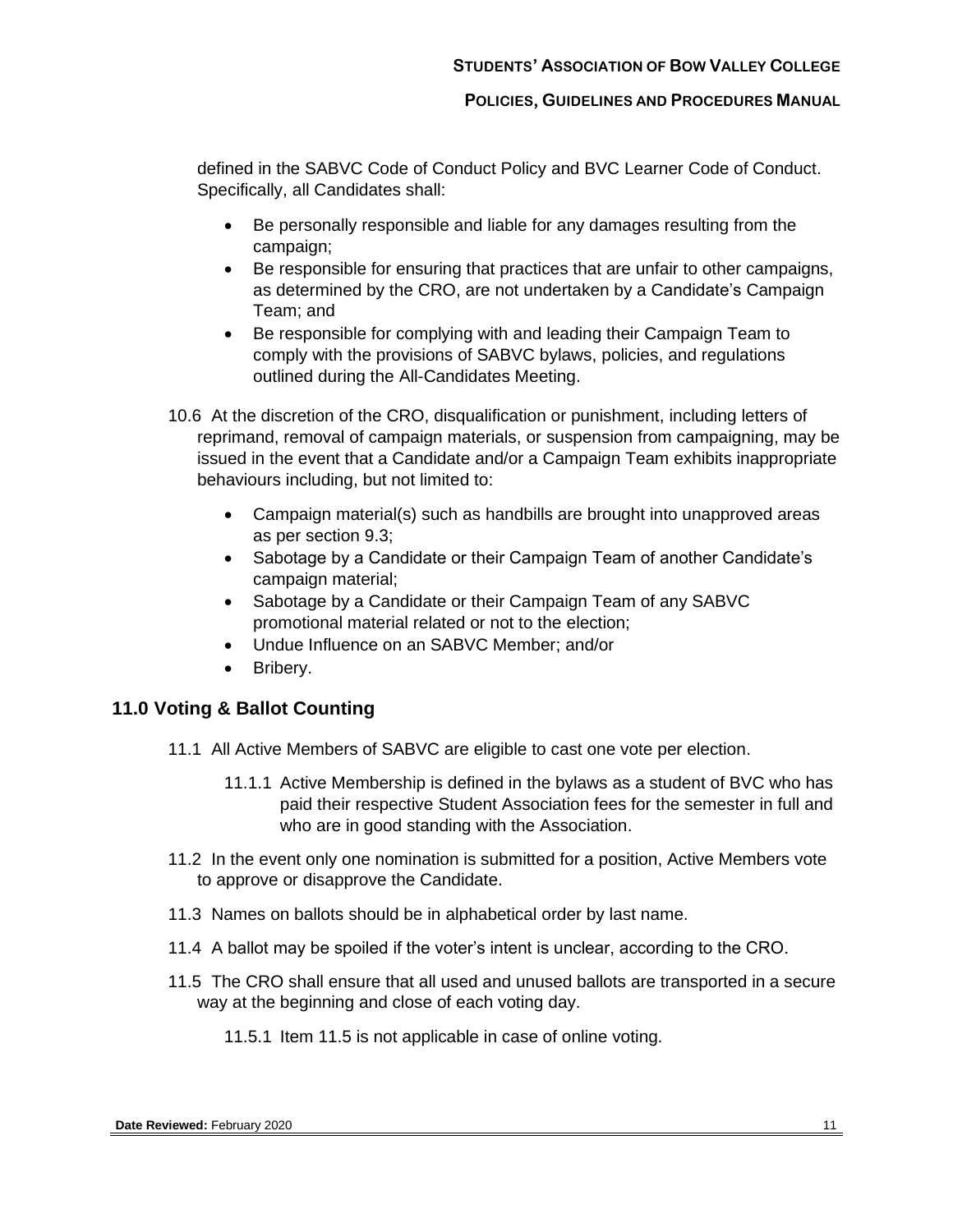defined in the SABVC Code of Conduct Policy and BVC Learner Code of Conduct. Specifically, all Candidates shall:

- Be personally responsible and liable for any damages resulting from the campaign;
- Be responsible for ensuring that practices that are unfair to other campaigns, as determined by the CRO, are not undertaken by a Candidate's Campaign Team; and
- Be responsible for complying with and leading their Campaign Team to comply with the provisions of SABVC bylaws, policies, and regulations outlined during the All-Candidates Meeting.

10.6 At the discretion of the CRO, disqualification or punishment, including letters of reprimand, removal of campaign materials, or suspension from campaigning, may be issued in the event that a Candidate and/or a Campaign Team exhibits inappropriate behaviours including, but not limited to:

- Campaign material(s) such as handbills are brought into unapproved areas as per section 9.3;
- Sabotage by a Candidate or their Campaign Team of another Candidate's campaign material;
- Sabotage by a Candidate or their Campaign Team of any SABVC promotional material related or not to the election;
- Undue Influence on an SABVC Member; and/or
- Bribery.

## 11.0 Voting & Ballot Counting

11.1 All Active Members of SABVC are eligible to cast one vote per election.

11.1.1 Active Membership is defined in the bylaws as a student of BVC who has paid their respective Student Association fees for the semester in full and who are in good standing with the Association.

11.2 In the event only one nomination is submitted for a position, Active Members vote to approve or disapprove the Candidate.

11.3 Names on ballots should be in alphabetical order by last name.

11.4 A ballot may be spoiled if the voter's intent is unclear, according to the CRO.

11.5 The CRO shall ensure that all used and unused ballots are transported in a secure way at the beginning and close of each voting day.

11.5.1 Item 11.5 is not applicable in case of online voting.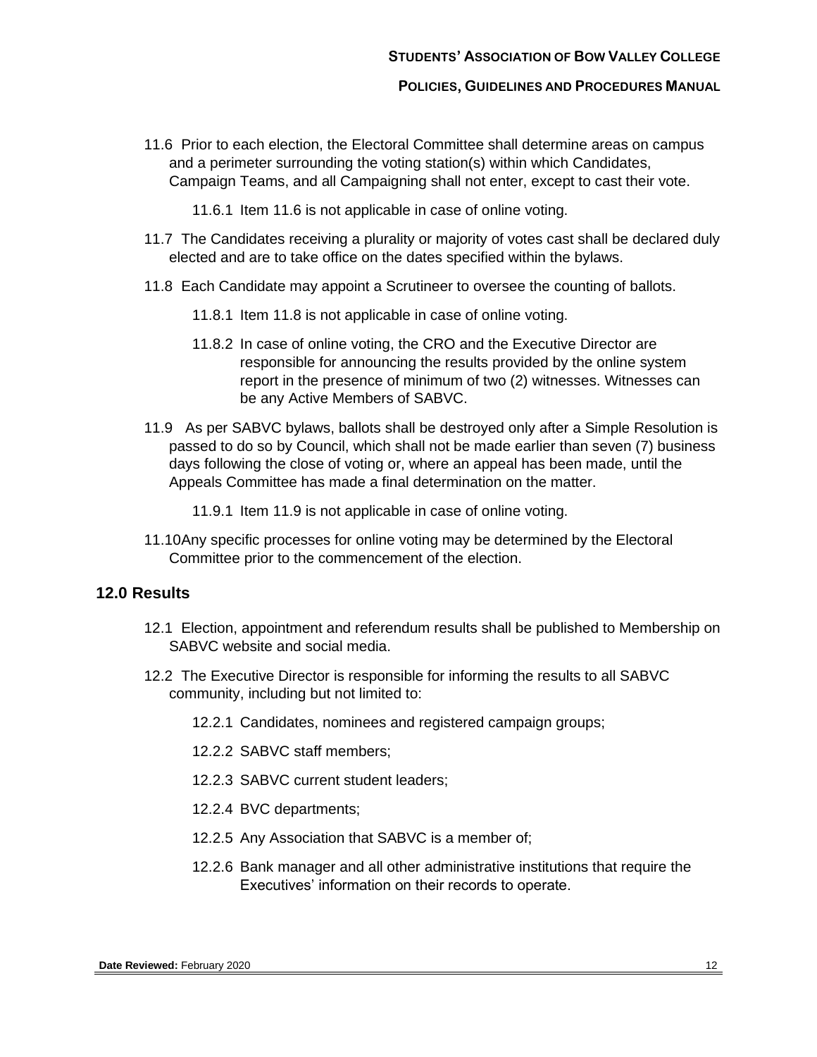11.6 Prior to each election, the Electoral Committee shall determine areas on campus and a perimeter surrounding the voting station(s) within which Candidates, Campaign Teams, and all Campaigning shall not enter, except to cast their vote.

11.6.1 Item 11.6 is not applicable in case of online voting.

11.7 The Candidates receiving a plurality or majority of votes cast shall be declared duly elected and are to take office on the dates specified within the bylaws.

11.8 Each Candidate may appoint a Scrutineer to oversee the counting of ballots.

11.8.1 Item 11.8 is not applicable in case of online voting.

11.8.2 In case of online voting, the CRO and the Executive Director are responsible for announcing the results provided by the online system report in the presence of minimum of two (2) witnesses. Witnesses can be any Active Members of SABVC.

11.9 As per SABVC bylaws, ballots shall be destroyed only after a Simple Resolution is passed to do so by Council, which shall not be made earlier than seven (7) business days following the close of voting or, where an appeal has been made, until the Appeals Committee has made a final determination on the matter.

11.9.1 Item 11.9 is not applicable in case of online voting.

11.10 Any specific processes for online voting may be determined by the Electoral Committee prior to the commencement of the election.

## 12.0 Results

12.1 Election, appointment and referendum results shall be published to Membership on SABVC website and social media.

12.2 The Executive Director is responsible for informing the results to all SABVC community, including but not limited to:

12.2.1 Candidates, nominees and registered campaign groups;

12.2.2 SABVC staff members;

12.2.3 SABVC current student leaders;

12.2.4 BVC departments;

12.2.5 Any Association that SABVC is a member of;

12.2.6 Bank manager and all other administrative institutions that require the Executives' information on their records to operate.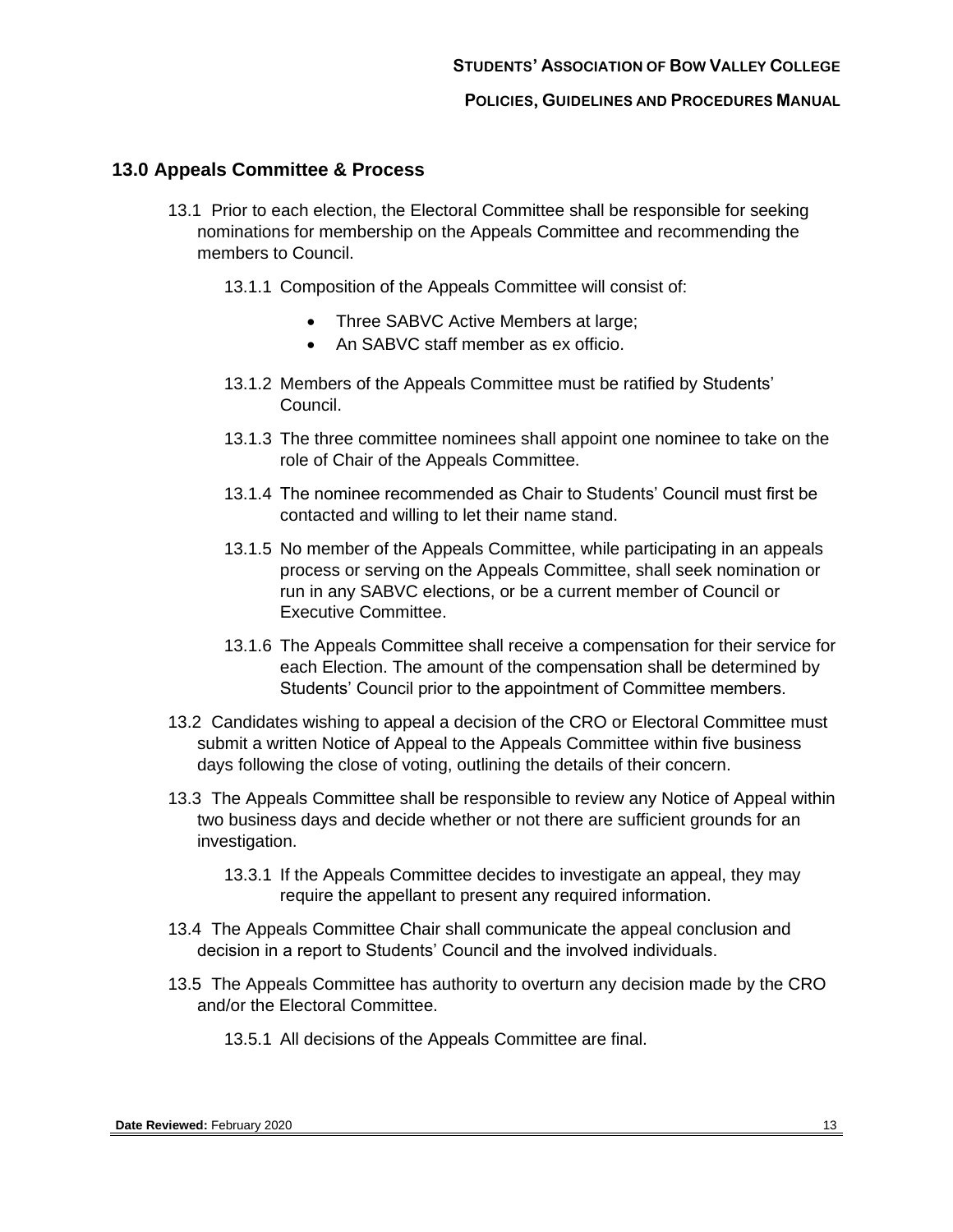## 13.0 Appeals Committee & Process

13.1 Prior to each election, the Electoral Committee shall be responsible for seeking nominations for membership on the Appeals Committee and recommending the members to Council.

13.1.1 Composition of the Appeals Committee will consist of:

- Three SABVC Active Members at large;
- An SABVC staff member as ex officio.

13.1.2 Members of the Appeals Committee must be ratified by Students' Council.

13.1.3 The three committee nominees shall appoint one nominee to take on the role of Chair of the Appeals Committee.

13.1.4 The nominee recommended as Chair to Students' Council must first be contacted and willing to let their name stand.

13.1.5 No member of the Appeals Committee, while participating in an appeals process or serving on the Appeals Committee, shall seek nomination or run in any SABVC elections, or be a current member of Council or Executive Committee.

13.1.6 The Appeals Committee shall receive a compensation for their service for each Election. The amount of the compensation shall be determined by Students' Council prior to the appointment of Committee members.

13.2 Candidates wishing to appeal a decision of the CRO or Electoral Committee must submit a written Notice of Appeal to the Appeals Committee within five business days following the close of voting, outlining the details of their concern.

13.3 The Appeals Committee shall be responsible to review any Notice of Appeal within two business days and decide whether or not there are sufficient grounds for an investigation.

13.3.1 If the Appeals Committee decides to investigate an appeal, they may require the appellant to present any required information.

13.4 The Appeals Committee Chair shall communicate the appeal conclusion and decision in a report to Students' Council and the involved individuals.

13.5 The Appeals Committee has authority to overturn any decision made by the CRO and/or the Electoral Committee.

13.5.1 All decisions of the Appeals Committee are final.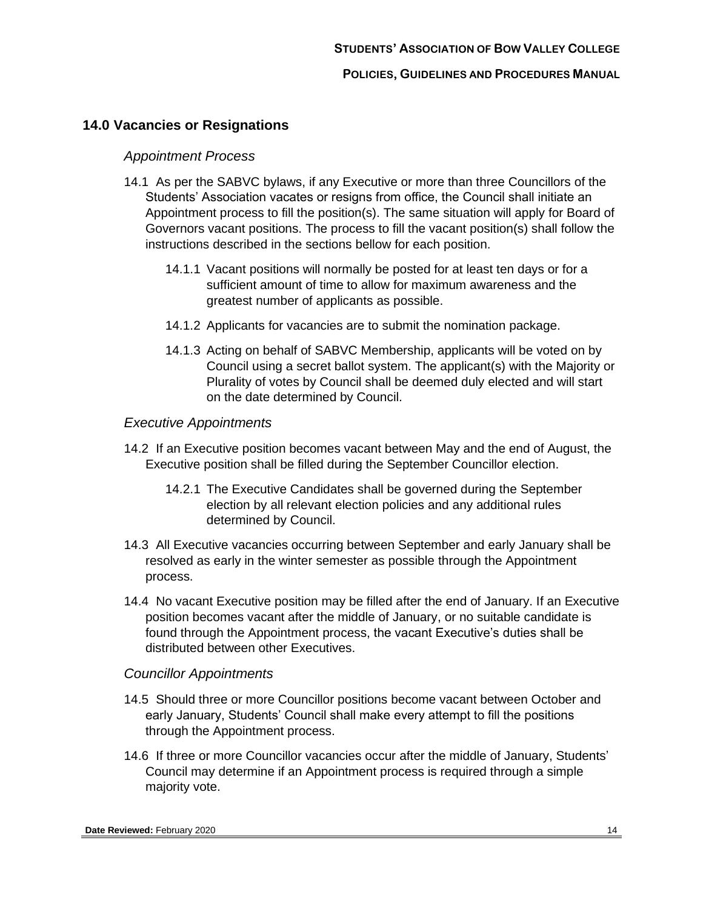## 14.0 Vacancies or Resignations

### *Appointment Process*

14.1 As per the SABVC bylaws, if any Executive or more than three Councillors of the Students' Association vacates or resigns from office, the Council shall initiate an Appointment process to fill the position(s). The same situation will apply for Board of Governors vacant positions. The process to fill the vacant position(s) shall follow the instructions described in the sections bellow for each position.

> 14.1.1 Vacant positions will normally be posted for at least ten days or for a sufficient amount of time to allow for maximum awareness and the greatest number of applicants as possible.
>
> 14.1.2 Applicants for vacancies are to submit the nomination package.
>
> 14.1.3 Acting on behalf of SABVC Membership, applicants will be voted on by Council using a secret ballot system. The applicant(s) with the Majority or Plurality of votes by Council shall be deemed duly elected and will start on the date determined by Council.

### *Executive Appointments*

14.2 If an Executive position becomes vacant between May and the end of August, the Executive position shall be filled during the September Councillor election.

> 14.2.1 The Executive Candidates shall be governed during the September election by all relevant election policies and any additional rules determined by Council.

14.3 All Executive vacancies occurring between September and early January shall be resolved as early in the winter semester as possible through the Appointment process.

14.4 No vacant Executive position may be filled after the end of January. If an Executive position becomes vacant after the middle of January, or no suitable candidate is found through the Appointment process, the vacant Executive's duties shall be distributed between other Executives.

### *Councillor Appointments*

14.5 Should three or more Councillor positions become vacant between October and early January, Students' Council shall make every attempt to fill the positions through the Appointment process.

14.6 If three or more Councillor vacancies occur after the middle of January, Students' Council may determine if an Appointment process is required through a simple majority vote.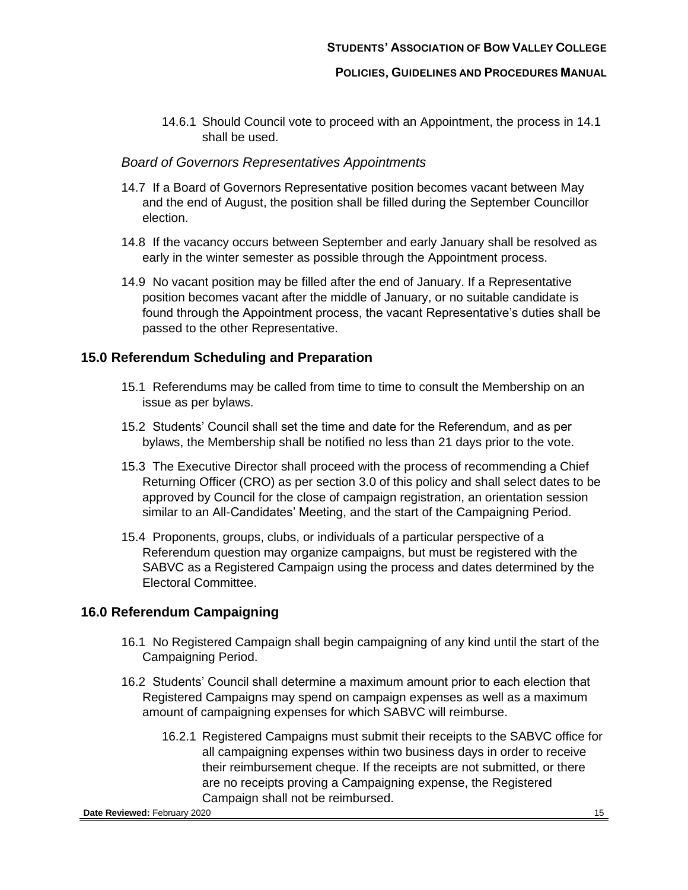14.6.1 Should Council vote to proceed with an Appointment, the process in 14.1 shall be used.

*Board of Governors Representatives Appointments*

14.7 If a Board of Governors Representative position becomes vacant between May and the end of August, the position shall be filled during the September Councillor election.

14.8 If the vacancy occurs between September and early January shall be resolved as early in the winter semester as possible through the Appointment process.

14.9 No vacant position may be filled after the end of January. If a Representative position becomes vacant after the middle of January, or no suitable candidate is found through the Appointment process, the vacant Representative's duties shall be passed to the other Representative.

## 15.0 Referendum Scheduling and Preparation

15.1 Referendums may be called from time to time to consult the Membership on an issue as per bylaws.

15.2 Students' Council shall set the time and date for the Referendum, and as per bylaws, the Membership shall be notified no less than 21 days prior to the vote.

15.3 The Executive Director shall proceed with the process of recommending a Chief Returning Officer (CRO) as per section 3.0 of this policy and shall select dates to be approved by Council for the close of campaign registration, an orientation session similar to an All-Candidates' Meeting, and the start of the Campaigning Period.

15.4 Proponents, groups, clubs, or individuals of a particular perspective of a Referendum question may organize campaigns, but must be registered with the SABVC as a Registered Campaign using the process and dates determined by the Electoral Committee.

## 16.0 Referendum Campaigning

16.1 No Registered Campaign shall begin campaigning of any kind until the start of the Campaigning Period.

16.2 Students' Council shall determine a maximum amount prior to each election that Registered Campaigns may spend on campaign expenses as well as a maximum amount of campaigning expenses for which SABVC will reimburse.

16.2.1 Registered Campaigns must submit their receipts to the SABVC office for all campaigning expenses within two business days in order to receive their reimbursement cheque. If the receipts are not submitted, or there are no receipts proving a Campaigning expense, the Registered Campaign shall not be reimbursed.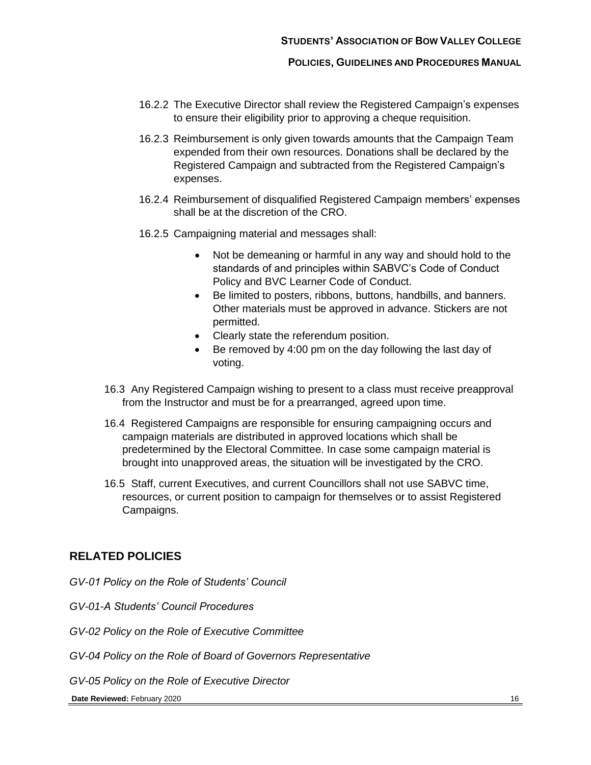16.2.2 The Executive Director shall review the Registered Campaign's expenses to ensure their eligibility prior to approving a cheque requisition.

16.2.3 Reimbursement is only given towards amounts that the Campaign Team expended from their own resources. Donations shall be declared by the Registered Campaign and subtracted from the Registered Campaign's expenses.

16.2.4 Reimbursement of disqualified Registered Campaign members' expenses shall be at the discretion of the CRO.

16.2.5 Campaigning material and messages shall:

- Not be demeaning or harmful in any way and should hold to the standards of and principles within SABVC's Code of Conduct Policy and BVC Learner Code of Conduct.
- Be limited to posters, ribbons, buttons, handbills, and banners. Other materials must be approved in advance. Stickers are not permitted.
- Clearly state the referendum position.
- Be removed by 4:00 pm on the day following the last day of voting.

16.3 Any Registered Campaign wishing to present to a class must receive preapproval from the Instructor and must be for a prearranged, agreed upon time.

16.4 Registered Campaigns are responsible for ensuring campaigning occurs and campaign materials are distributed in approved locations which shall be predetermined by the Electoral Committee. In case some campaign material is brought into unapproved areas, the situation will be investigated by the CRO.

16.5 Staff, current Executives, and current Councillors shall not use SABVC time, resources, or current position to campaign for themselves or to assist Registered Campaigns.

## RELATED POLICIES

*GV-01 Policy on the Role of Students' Council*

*GV-01-A Students' Council Procedures*

*GV-02 Policy on the Role of Executive Committee*

*GV-04 Policy on the Role of Board of Governors Representative*

*GV-05 Policy on the Role of Executive Director*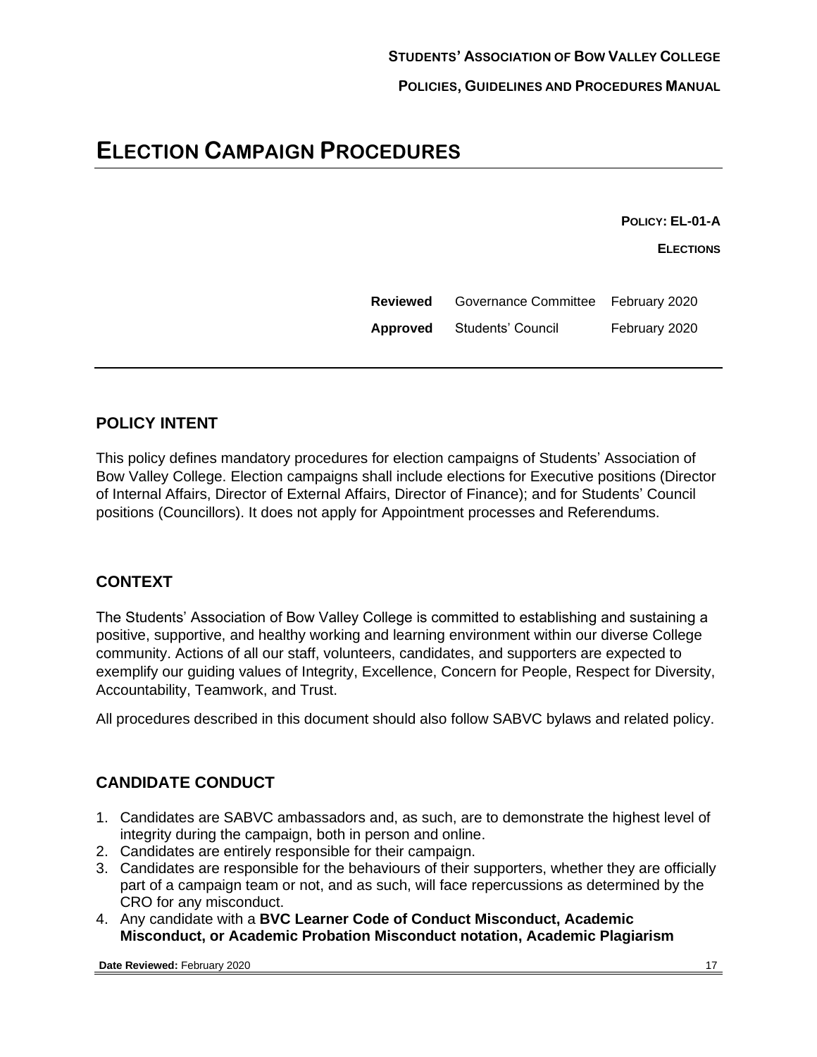# ELECTION CAMPAIGN PROCEDURES

**POLICY: EL-01-A**

**ELECTIONS**

| | | |
|---|---|---|
| **Reviewed** | Governance Committee | February 2020 |
| **Approved** | Students' Council | February 2020 |

## POLICY INTENT

This policy defines mandatory procedures for election campaigns of Students' Association of Bow Valley College. Election campaigns shall include elections for Executive positions (Director of Internal Affairs, Director of External Affairs, Director of Finance); and for Students' Council positions (Councillors). It does not apply for Appointment processes and Referendums.

## CONTEXT

The Students' Association of Bow Valley College is committed to establishing and sustaining a positive, supportive, and healthy working and learning environment within our diverse College community. Actions of all our staff, volunteers, candidates, and supporters are expected to exemplify our guiding values of Integrity, Excellence, Concern for People, Respect for Diversity, Accountability, Teamwork, and Trust.

All procedures described in this document should also follow SABVC bylaws and related policy.

## CANDIDATE CONDUCT

1. Candidates are SABVC ambassadors and, as such, are to demonstrate the highest level of integrity during the campaign, both in person and online.
2. Candidates are entirely responsible for their campaign.
3. Candidates are responsible for the behaviours of their supporters, whether they are officially part of a campaign team or not, and as such, will face repercussions as determined by the CRO for any misconduct.
4. Any candidate with a **BVC Learner Code of Conduct Misconduct, Academic Misconduct, or Academic Probation Misconduct notation, Academic Plagiarism**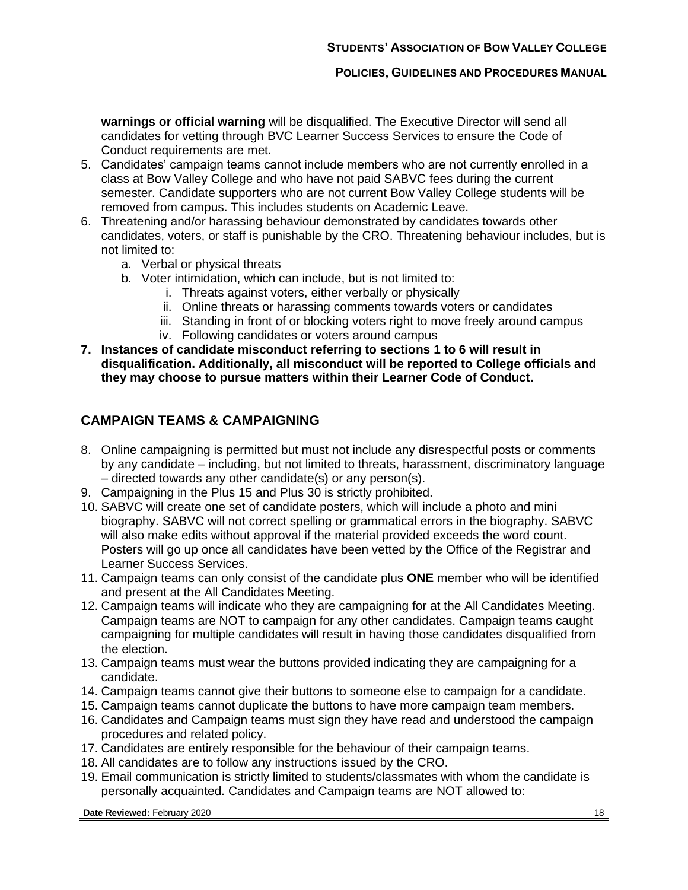**warnings or official warning** will be disqualified. The Executive Director will send all candidates for vetting through BVC Learner Success Services to ensure the Code of Conduct requirements are met.

5. Candidates' campaign teams cannot include members who are not currently enrolled in a class at Bow Valley College and who have not paid SABVC fees during the current semester. Candidate supporters who are not current Bow Valley College students will be removed from campus. This includes students on Academic Leave.
6. Threatening and/or harassing behaviour demonstrated by candidates towards other candidates, voters, or staff is punishable by the CRO. Threatening behaviour includes, but is not limited to:
   a. Verbal or physical threats
   b. Voter intimidation, which can include, but is not limited to:
      i. Threats against voters, either verbally or physically
      ii. Online threats or harassing comments towards voters or candidates
      iii. Standing in front of or blocking voters right to move freely around campus
      iv. Following candidates or voters around campus
7. **Instances of candidate misconduct referring to sections 1 to 6 will result in disqualification. Additionally, all misconduct will be reported to College officials and they may choose to pursue matters within their Learner Code of Conduct.**

## CAMPAIGN TEAMS & CAMPAIGNING

8. Online campaigning is permitted but must not include any disrespectful posts or comments by any candidate – including, but not limited to threats, harassment, discriminatory language – directed towards any other candidate(s) or any person(s).
9. Campaigning in the Plus 15 and Plus 30 is strictly prohibited.
10. SABVC will create one set of candidate posters, which will include a photo and mini biography. SABVC will not correct spelling or grammatical errors in the biography. SABVC will also make edits without approval if the material provided exceeds the word count. Posters will go up once all candidates have been vetted by the Office of the Registrar and Learner Success Services.
11. Campaign teams can only consist of the candidate plus **ONE** member who will be identified and present at the All Candidates Meeting.
12. Campaign teams will indicate who they are campaigning for at the All Candidates Meeting. Campaign teams are NOT to campaign for any other candidates. Campaign teams caught campaigning for multiple candidates will result in having those candidates disqualified from the election.
13. Campaign teams must wear the buttons provided indicating they are campaigning for a candidate.
14. Campaign teams cannot give their buttons to someone else to campaign for a candidate.
15. Campaign teams cannot duplicate the buttons to have more campaign team members.
16. Candidates and Campaign teams must sign they have read and understood the campaign procedures and related policy.
17. Candidates are entirely responsible for the behaviour of their campaign teams.
18. All candidates are to follow any instructions issued by the CRO.
19. Email communication is strictly limited to students/classmates with whom the candidate is personally acquainted. Candidates and Campaign teams are NOT allowed to: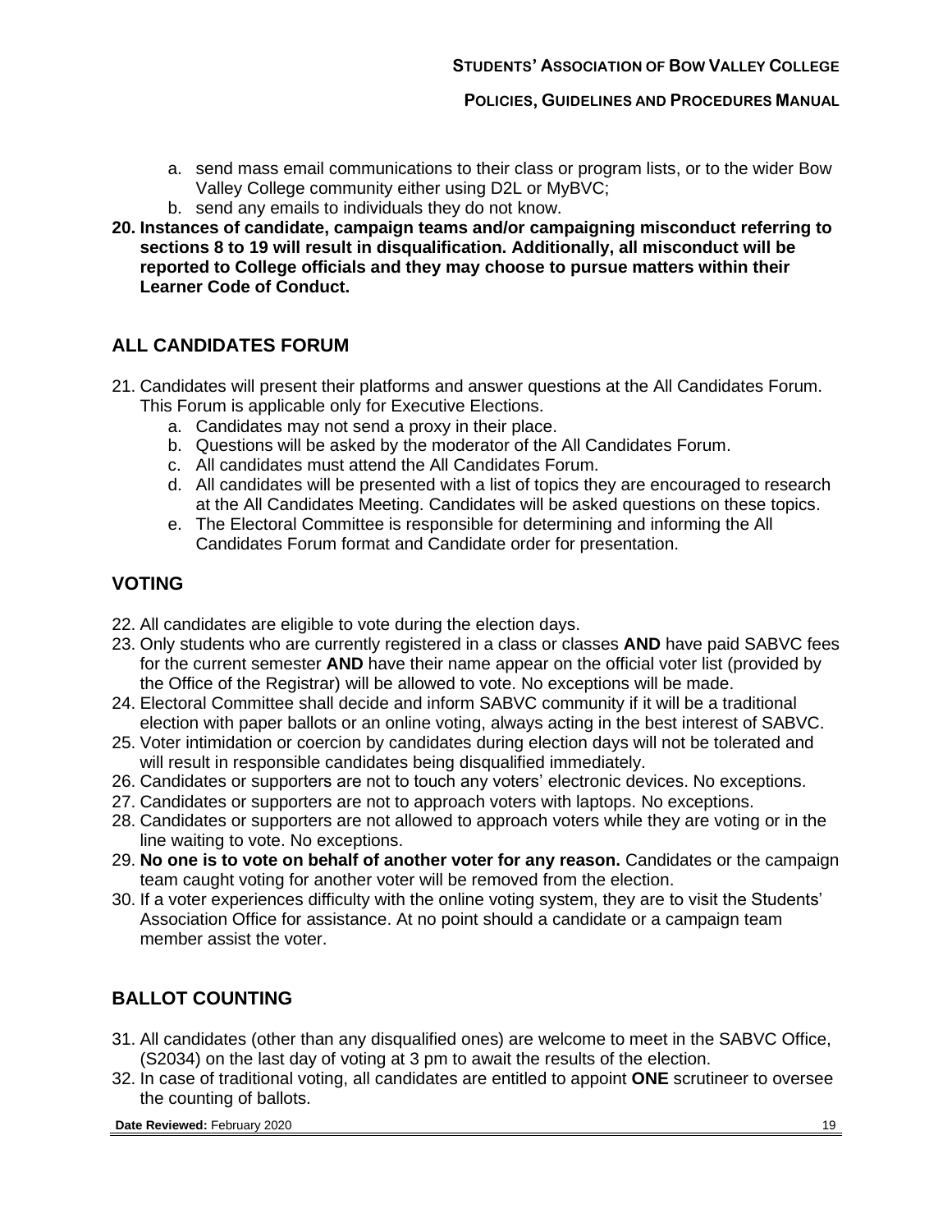a. send mass email communications to their class or program lists, or to the wider Bow Valley College community either using D2L or MyBVC;
   b. send any emails to individuals they do not know.

**20. Instances of candidate, campaign teams and/or campaigning misconduct referring to sections 8 to 19 will result in disqualification. Additionally, all misconduct will be reported to College officials and they may choose to pursue matters within their Learner Code of Conduct.**

## ALL CANDIDATES FORUM

21. Candidates will present their platforms and answer questions at the All Candidates Forum. This Forum is applicable only for Executive Elections.
    a. Candidates may not send a proxy in their place.
    b. Questions will be asked by the moderator of the All Candidates Forum.
    c. All candidates must attend the All Candidates Forum.
    d. All candidates will be presented with a list of topics they are encouraged to research at the All Candidates Meeting. Candidates will be asked questions on these topics.
    e. The Electoral Committee is responsible for determining and informing the All Candidates Forum format and Candidate order for presentation.

## VOTING

22. All candidates are eligible to vote during the election days.
23. Only students who are currently registered in a class or classes **AND** have paid SABVC fees for the current semester **AND** have their name appear on the official voter list (provided by the Office of the Registrar) will be allowed to vote. No exceptions will be made.
24. Electoral Committee shall decide and inform SABVC community if it will be a traditional election with paper ballots or an online voting, always acting in the best interest of SABVC.
25. Voter intimidation or coercion by candidates during election days will not be tolerated and will result in responsible candidates being disqualified immediately.
26. Candidates or supporters are not to touch any voters' electronic devices. No exceptions.
27. Candidates or supporters are not to approach voters with laptops. No exceptions.
28. Candidates or supporters are not allowed to approach voters while they are voting or in the line waiting to vote. No exceptions.
29. **No one is to vote on behalf of another voter for any reason.** Candidates or the campaign team caught voting for another voter will be removed from the election.
30. If a voter experiences difficulty with the online voting system, they are to visit the Students' Association Office for assistance. At no point should a candidate or a campaign team member assist the voter.

## BALLOT COUNTING

31. All candidates (other than any disqualified ones) are welcome to meet in the SABVC Office, (S2034) on the last day of voting at 3 pm to await the results of the election.
32. In case of traditional voting, all candidates are entitled to appoint **ONE** scrutineer to oversee the counting of ballots.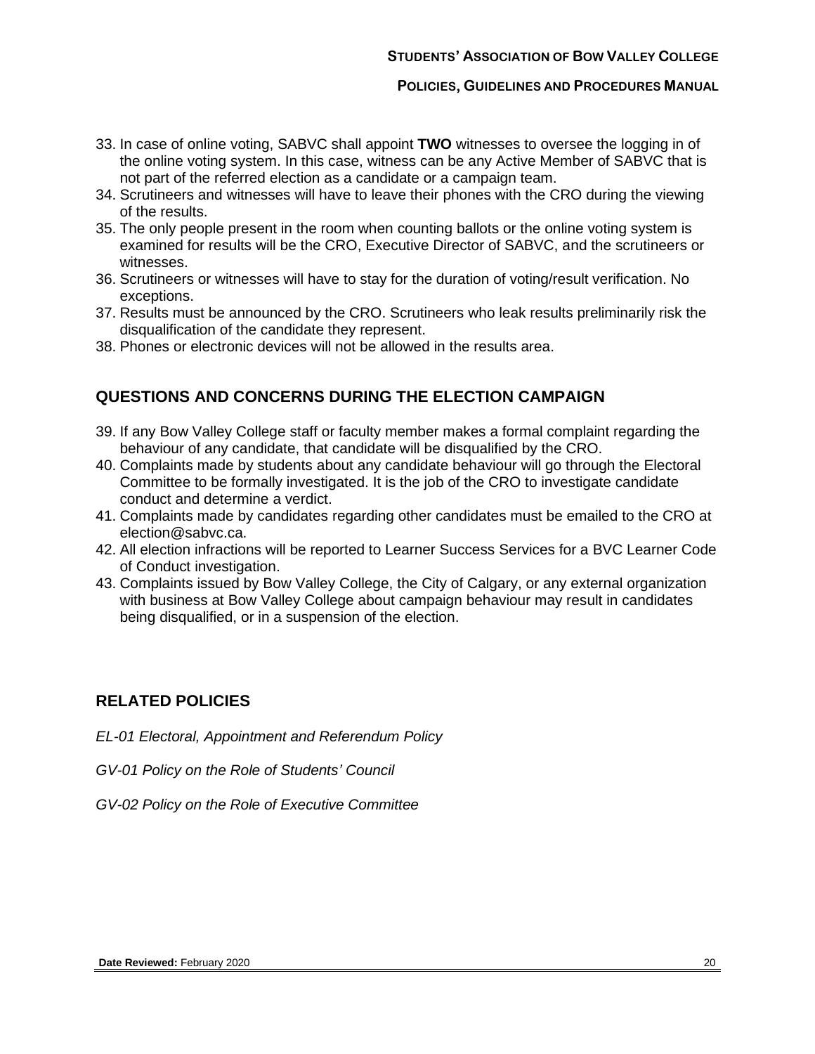33. In case of online voting, SABVC shall appoint **TWO** witnesses to oversee the logging in of the online voting system. In this case, witness can be any Active Member of SABVC that is not part of the referred election as a candidate or a campaign team.
34. Scrutineers and witnesses will have to leave their phones with the CRO during the viewing of the results.
35. The only people present in the room when counting ballots or the online voting system is examined for results will be the CRO, Executive Director of SABVC, and the scrutineers or witnesses.
36. Scrutineers or witnesses will have to stay for the duration of voting/result verification. No exceptions.
37. Results must be announced by the CRO. Scrutineers who leak results preliminarily risk the disqualification of the candidate they represent.
38. Phones or electronic devices will not be allowed in the results area.

## QUESTIONS AND CONCERNS DURING THE ELECTION CAMPAIGN

39. If any Bow Valley College staff or faculty member makes a formal complaint regarding the behaviour of any candidate, that candidate will be disqualified by the CRO.
40. Complaints made by students about any candidate behaviour will go through the Electoral Committee to be formally investigated. It is the job of the CRO to investigate candidate conduct and determine a verdict.
41. Complaints made by candidates regarding other candidates must be emailed to the CRO at election@sabvc.ca.
42. All election infractions will be reported to Learner Success Services for a BVC Learner Code of Conduct investigation.
43. Complaints issued by Bow Valley College, the City of Calgary, or any external organization with business at Bow Valley College about campaign behaviour may result in candidates being disqualified, or in a suspension of the election.

## RELATED POLICIES

*EL-01 Electoral, Appointment and Referendum Policy*

*GV-01 Policy on the Role of Students' Council*

*GV-02 Policy on the Role of Executive Committee*